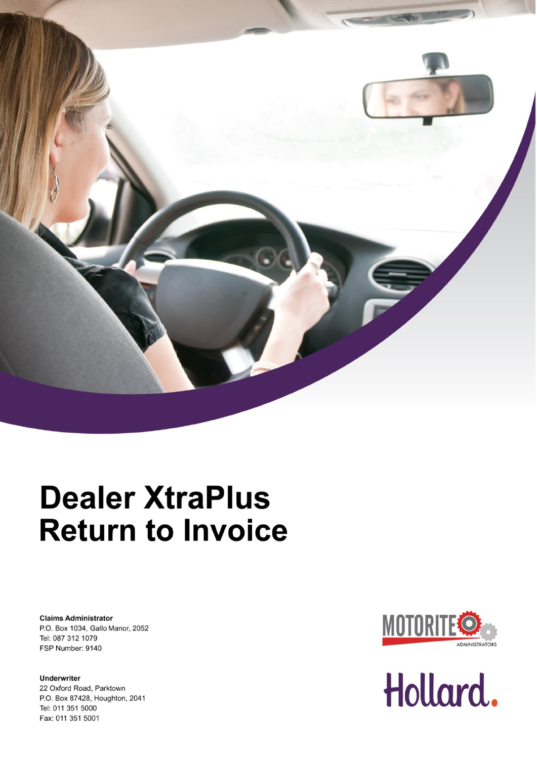# Dealer XtraPlus Return to Invoice

**Claims Administrator**
P.O. Box 1034, Gallo Manor, 2052
Tel: 087 312 1079
FSP Number: 9140

**Underwriter**
22 Oxford Road, Parktown
P.O. Box 87428, Houghton, 2041
Tel: 011 351 5000
Fax: 011 351 5001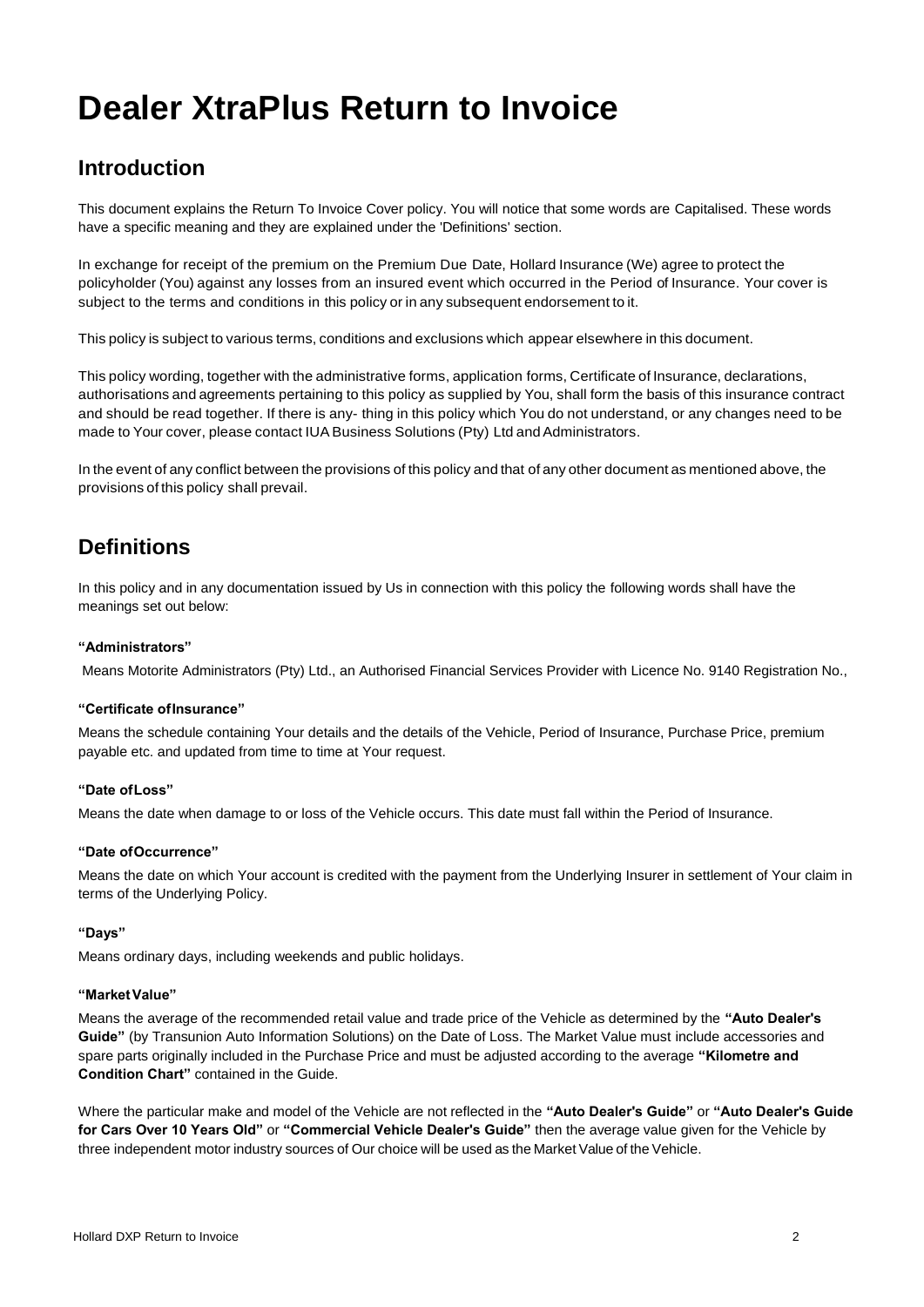# Dealer XtraPlus Return to Invoice

## Introduction

This document explains the Return To Invoice Cover policy. You will notice that some words are Capitalised. These words have a specific meaning and they are explained under the 'Definitions' section.

In exchange for receipt of the premium on the Premium Due Date, Hollard Insurance (We) agree to protect the policyholder (You) against any losses from an insured event which occurred in the Period of Insurance. Your cover is subject to the terms and conditions in this policy or in any subsequent endorsement to it.

This policy is subject to various terms, conditions and exclusions which appear elsewhere in this document.

This policy wording, together with the administrative forms, application forms, Certificate of Insurance, declarations, authorisations and agreements pertaining to this policy as supplied by You, shall form the basis of this insurance contract and should be read together. If there is any- thing in this policy which You do not understand, or any changes need to be made to Your cover, please contact IUA Business Solutions (Pty) Ltd and Administrators.

In the event of any conflict between the provisions of this policy and that of any other document as mentioned above, the provisions of this policy shall prevail.

## Definitions

In this policy and in any documentation issued by Us in connection with this policy the following words shall have the meanings set out below:

#### "Administrators"

Means Motorite Administrators (Pty) Ltd., an Authorised Financial Services Provider with Licence No. 9140 Registration No.,

#### "Certificate of Insurance"

Means the schedule containing Your details and the details of the Vehicle, Period of Insurance, Purchase Price, premium payable etc. and updated from time to time at Your request.

#### "Date of Loss"

Means the date when damage to or loss of the Vehicle occurs. This date must fall within the Period of Insurance.

#### "Date of Occurrence"

Means the date on which Your account is credited with the payment from the Underlying Insurer in settlement of Your claim in terms of the Underlying Policy.

#### "Days"

Means ordinary days, including weekends and public holidays.

#### "Market Value"

Means the average of the recommended retail value and trade price of the Vehicle as determined by the **"Auto Dealer's Guide"** (by Transunion Auto Information Solutions) on the Date of Loss. The Market Value must include accessories and spare parts originally included in the Purchase Price and must be adjusted according to the average **"Kilometre and Condition Chart"** contained in the Guide.

Where the particular make and model of the Vehicle are not reflected in the **"Auto Dealer's Guide"** or **"Auto Dealer's Guide for Cars Over 10 Years Old"** or **"Commercial Vehicle Dealer's Guide"** then the average value given for the Vehicle by three independent motor industry sources of Our choice will be used as the Market Value of the Vehicle.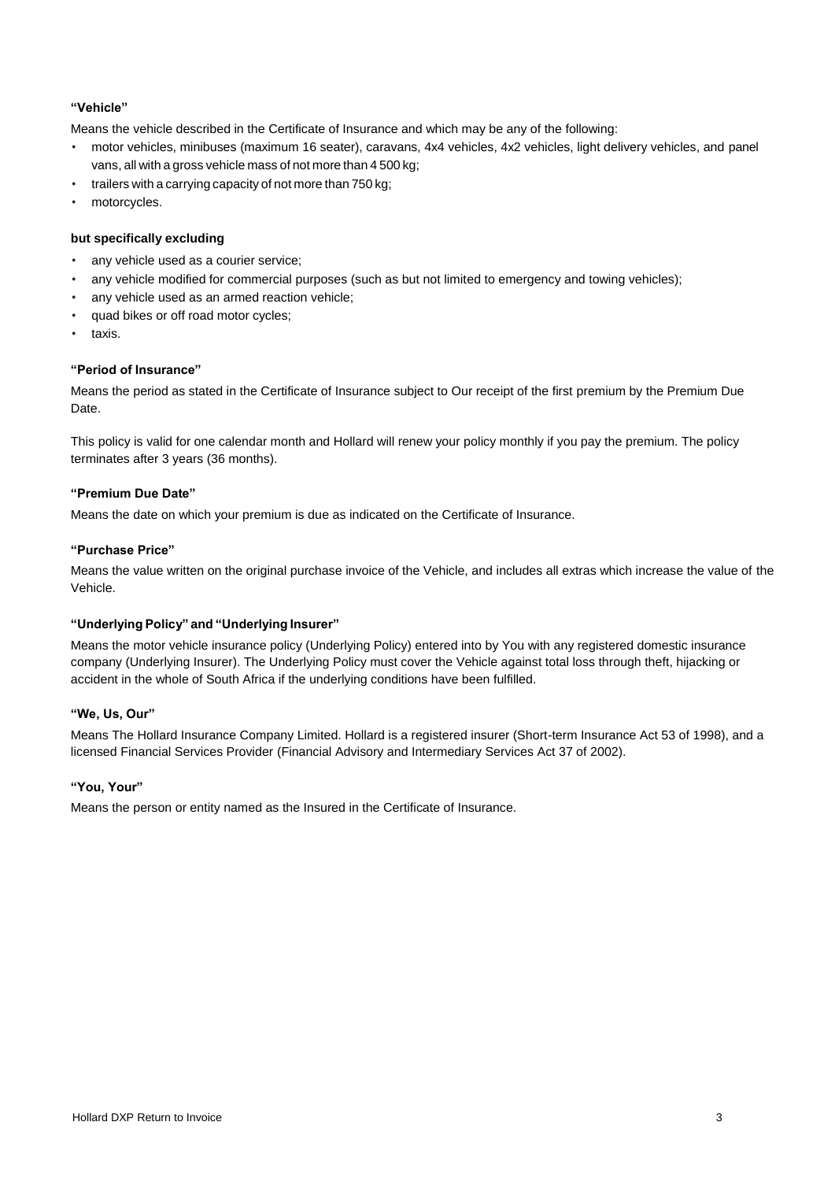**"Vehicle"**

Means the vehicle described in the Certificate of Insurance and which may be any of the following:

- motor vehicles, minibuses (maximum 16 seater), caravans, 4x4 vehicles, 4x2 vehicles, light delivery vehicles, and panel vans, all with a gross vehicle mass of not more than 4 500 kg;
- trailers with a carrying capacity of not more than 750 kg;
- motorcycles.

**but specifically excluding**

- any vehicle used as a courier service;
- any vehicle modified for commercial purposes (such as but not limited to emergency and towing vehicles);
- any vehicle used as an armed reaction vehicle;
- quad bikes or off road motor cycles;
- taxis.

**"Period of Insurance"**

Means the period as stated in the Certificate of Insurance subject to Our receipt of the first premium by the Premium Due Date.

This policy is valid for one calendar month and Hollard will renew your policy monthly if you pay the premium. The policy terminates after 3 years (36 months).

**"Premium Due Date"**

Means the date on which your premium is due as indicated on the Certificate of Insurance.

**"Purchase Price"**

Means the value written on the original purchase invoice of the Vehicle, and includes all extras which increase the value of the Vehicle.

**"Underlying Policy" and "Underlying Insurer"**

Means the motor vehicle insurance policy (Underlying Policy) entered into by You with any registered domestic insurance company (Underlying Insurer). The Underlying Policy must cover the Vehicle against total loss through theft, hijacking or accident in the whole of South Africa if the underlying conditions have been fulfilled.

**"We, Us, Our"**

Means The Hollard Insurance Company Limited. Hollard is a registered insurer (Short-term Insurance Act 53 of 1998), and a licensed Financial Services Provider (Financial Advisory and Intermediary Services Act 37 of 2002).

**"You, Your"**

Means the person or entity named as the Insured in the Certificate of Insurance.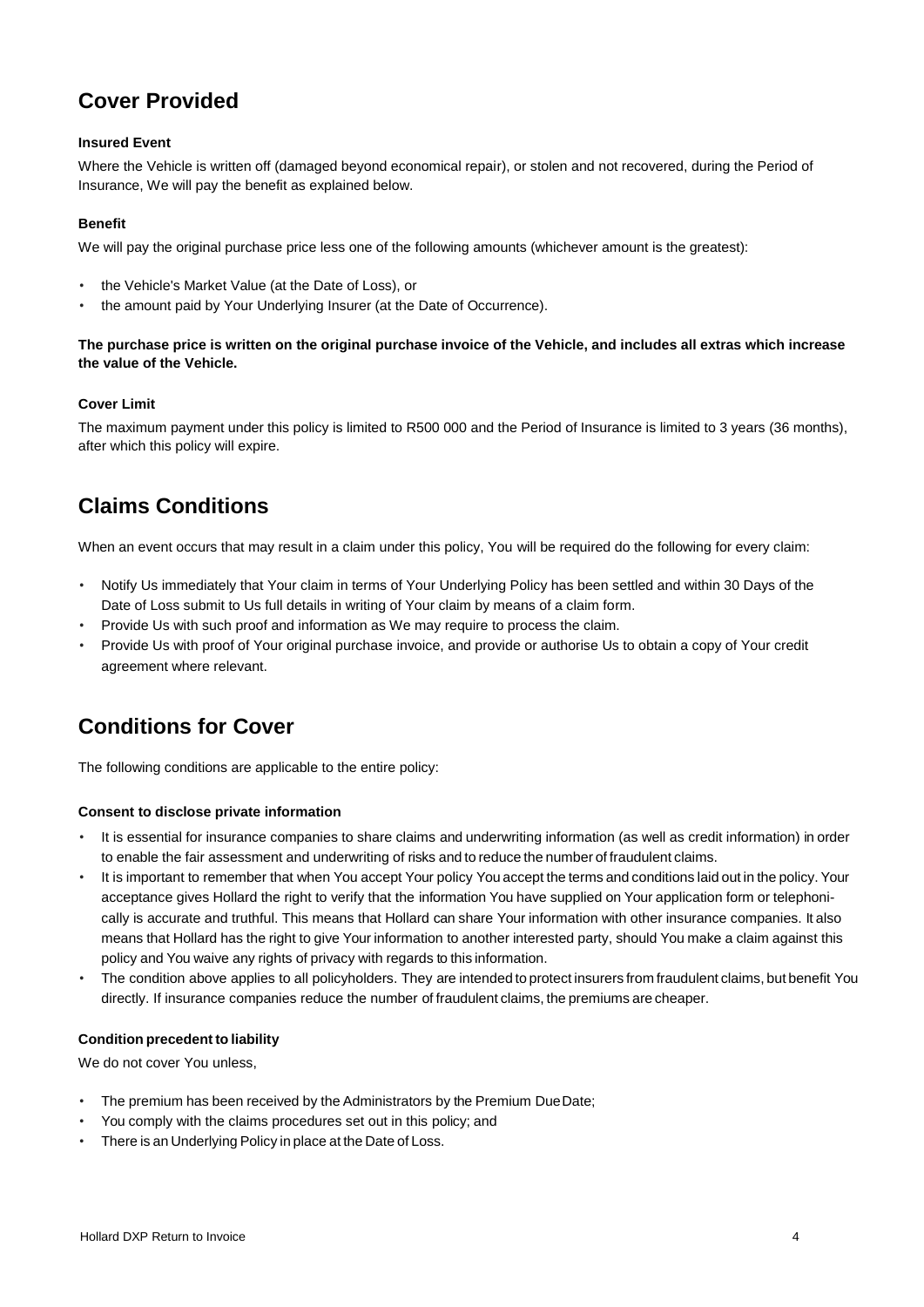## Cover Provided

#### Insured Event

Where the Vehicle is written off (damaged beyond economical repair), or stolen and not recovered, during the Period of Insurance, We will pay the benefit as explained below.

#### Benefit

We will pay the original purchase price less one of the following amounts (whichever amount is the greatest):

- the Vehicle's Market Value (at the Date of Loss), or
- the amount paid by Your Underlying Insurer (at the Date of Occurrence).

**The purchase price is written on the original purchase invoice of the Vehicle, and includes all extras which increase the value of the Vehicle.**

#### Cover Limit

The maximum payment under this policy is limited to R500 000 and the Period of Insurance is limited to 3 years (36 months), after which this policy will expire.

## Claims Conditions

When an event occurs that may result in a claim under this policy, You will be required do the following for every claim:

- Notify Us immediately that Your claim in terms of Your Underlying Policy has been settled and within 30 Days of the Date of Loss submit to Us full details in writing of Your claim by means of a claim form.
- Provide Us with such proof and information as We may require to process the claim.
- Provide Us with proof of Your original purchase invoice, and provide or authorise Us to obtain a copy of Your credit agreement where relevant.

## Conditions for Cover

The following conditions are applicable to the entire policy:

#### Consent to disclose private information

- It is essential for insurance companies to share claims and underwriting information (as well as credit information) in order to enable the fair assessment and underwriting of risks and to reduce the number of fraudulent claims.
- It is important to remember that when You accept Your policy You accept the terms and conditions laid out in the policy. Your acceptance gives Hollard the right to verify that the information You have supplied on Your application form or telephonically is accurate and truthful. This means that Hollard can share Your information with other insurance companies. It also means that Hollard has the right to give Your information to another interested party, should You make a claim against this policy and You waive any rights of privacy with regards to this information.
- The condition above applies to all policyholders. They are intended to protect insurers from fraudulent claims, but benefit You directly. If insurance companies reduce the number of fraudulent claims, the premiums are cheaper.

#### Condition precedent to liability

We do not cover You unless,

- The premium has been received by the Administrators by the Premium Due Date;
- You comply with the claims procedures set out in this policy; and
- There is an Underlying Policy in place at the Date of Loss.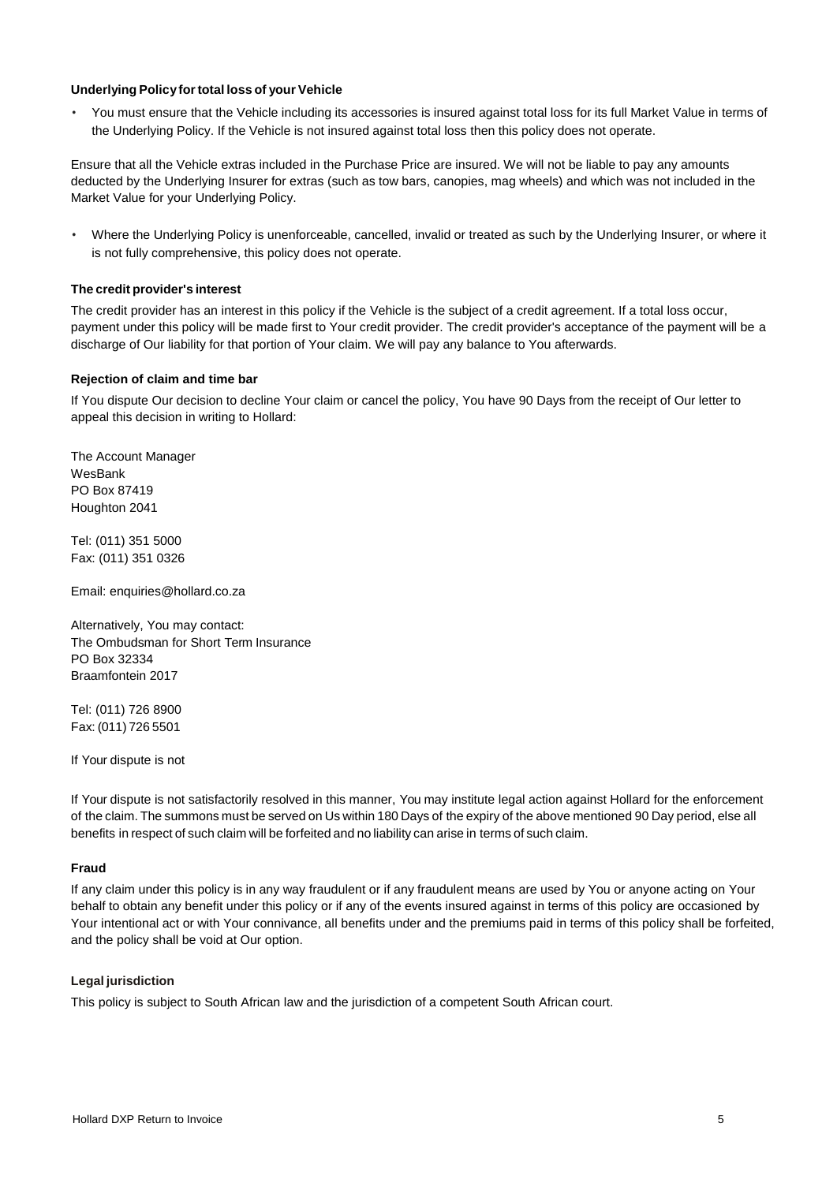**Underlying Policy for total loss of your Vehicle**

- You must ensure that the Vehicle including its accessories is insured against total loss for its full Market Value in terms of the Underlying Policy. If the Vehicle is not insured against total loss then this policy does not operate.

Ensure that all the Vehicle extras included in the Purchase Price are insured. We will not be liable to pay any amounts deducted by the Underlying Insurer for extras (such as tow bars, canopies, mag wheels) and which was not included in the Market Value for your Underlying Policy.

- Where the Underlying Policy is unenforceable, cancelled, invalid or treated as such by the Underlying Insurer, or where it is not fully comprehensive, this policy does not operate.

**The credit provider's interest**

The credit provider has an interest in this policy if the Vehicle is the subject of a credit agreement. If a total loss occur, payment under this policy will be made first to Your credit provider. The credit provider's acceptance of the payment will be a discharge of Our liability for that portion of Your claim. We will pay any balance to You afterwards.

**Rejection of claim and time bar**

If You dispute Our decision to decline Your claim or cancel the policy, You have 90 Days from the receipt of Our letter to appeal this decision in writing to Hollard:

The Account Manager
WesBank
PO Box 87419
Houghton 2041

Tel: (011) 351 5000
Fax: (011) 351 0326

Email: enquiries@hollard.co.za

Alternatively, You may contact:
The Ombudsman for Short Term Insurance
PO Box 32334
Braamfontein 2017

Tel: (011) 726 8900
Fax: (011) 726 5501

If Your dispute is not

If Your dispute is not satisfactorily resolved in this manner, You may institute legal action against Hollard for the enforcement of the claim. The summons must be served on Us within 180 Days of the expiry of the above mentioned 90 Day period, else all benefits in respect of such claim will be forfeited and no liability can arise in terms of such claim.

**Fraud**

If any claim under this policy is in any way fraudulent or if any fraudulent means are used by You or anyone acting on Your behalf to obtain any benefit under this policy or if any of the events insured against in terms of this policy are occasioned by Your intentional act or with Your connivance, all benefits under and the premiums paid in terms of this policy shall be forfeited, and the policy shall be void at Our option.

**Legal jurisdiction**

This policy is subject to South African law and the jurisdiction of a competent South African court.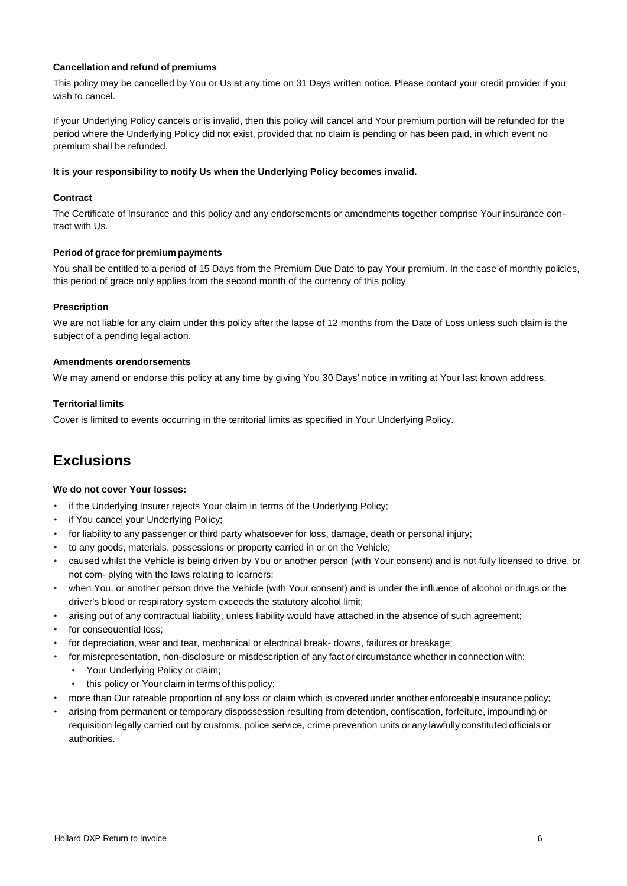**Cancellation and refund of premiums**

This policy may be cancelled by You or Us at any time on 31 Days written notice. Please contact your credit provider if you wish to cancel.

If your Underlying Policy cancels or is invalid, then this policy will cancel and Your premium portion will be refunded for the period where the Underlying Policy did not exist, provided that no claim is pending or has been paid, in which event no premium shall be refunded.

**It is your responsibility to notify Us when the Underlying Policy becomes invalid.**

**Contract**

The Certificate of Insurance and this policy and any endorsements or amendments together comprise Your insurance contract with Us.

**Period of grace for premium payments**

You shall be entitled to a period of 15 Days from the Premium Due Date to pay Your premium. In the case of monthly policies, this period of grace only applies from the second month of the currency of this policy.

**Prescription**

We are not liable for any claim under this policy after the lapse of 12 months from the Date of Loss unless such claim is the subject of a pending legal action.

**Amendments or endorsements**

We may amend or endorse this policy at any time by giving You 30 Days' notice in writing at Your last known address.

**Territorial limits**

Cover is limited to events occurring in the territorial limits as specified in Your Underlying Policy.

# Exclusions

**We do not cover Your losses:**

- if the Underlying Insurer rejects Your claim in terms of the Underlying Policy;
- if You cancel your Underlying Policy;
- for liability to any passenger or third party whatsoever for loss, damage, death or personal injury;
- to any goods, materials, possessions or property carried in or on the Vehicle;
- caused whilst the Vehicle is being driven by You or another person (with Your consent) and is not fully licensed to drive, or not com- plying with the laws relating to learners;
- when You, or another person drive the Vehicle (with Your consent) and is under the influence of alcohol or drugs or the driver's blood or respiratory system exceeds the statutory alcohol limit;
- arising out of any contractual liability, unless liability would have attached in the absence of such agreement;
- for consequential loss;
- for depreciation, wear and tear, mechanical or electrical break- downs, failures or breakage;
- for misrepresentation, non-disclosure or misdescription of any fact or circumstance whether in connection with:
  - Your Underlying Policy or claim;
  - this policy or Your claim in terms of this policy;
- more than Our rateable proportion of any loss or claim which is covered under another enforceable insurance policy;
- arising from permanent or temporary dispossession resulting from detention, confiscation, forfeiture, impounding or requisition legally carried out by customs, police service, crime prevention units or any lawfully constituted officials or authorities.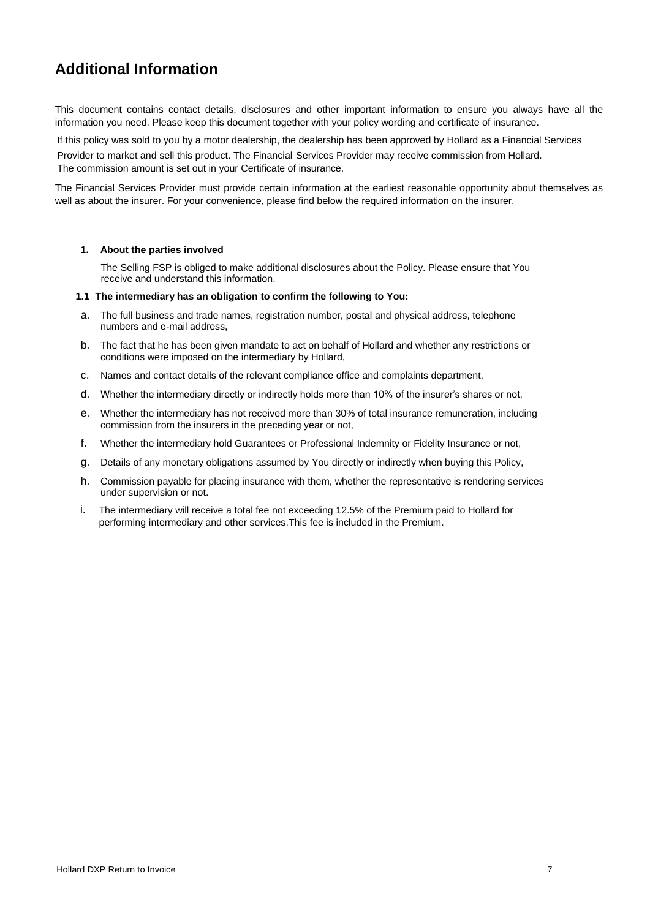# Additional Information

This document contains contact details, disclosures and other important information to ensure you always have all the information you need. Please keep this document together with your policy wording and certificate of insurance.

If this policy was sold to you by a motor dealership, the dealership has been approved by Hollard as a Financial Services Provider to market and sell this product. The Financial Services Provider may receive commission from Hollard. The commission amount is set out in your Certificate of insurance.

The Financial Services Provider must provide certain information at the earliest reasonable opportunity about themselves as well as about the insurer. For your convenience, please find below the required information on the insurer.

**1. About the parties involved**

The Selling FSP is obliged to make additional disclosures about the Policy. Please ensure that You receive and understand this information.

**1.1 The intermediary has an obligation to confirm the following to You:**

a. The full business and trade names, registration number, postal and physical address, telephone numbers and e-mail address,

b. The fact that he has been given mandate to act on behalf of Hollard and whether any restrictions or conditions were imposed on the intermediary by Hollard,

c. Names and contact details of the relevant compliance office and complaints department,

d. Whether the intermediary directly or indirectly holds more than 10% of the insurer's shares or not,

e. Whether the intermediary has not received more than 30% of total insurance remuneration, including commission from the insurers in the preceding year or not,

f. Whether the intermediary hold Guarantees or Professional Indemnity or Fidelity Insurance or not,

g. Details of any monetary obligations assumed by You directly or indirectly when buying this Policy,

h. Commission payable for placing insurance with them, whether the representative is rendering services under supervision or not.

i. The intermediary will receive a total fee not exceeding 12.5% of the Premium paid to Hollard for performing intermediary and other services.This fee is included in the Premium.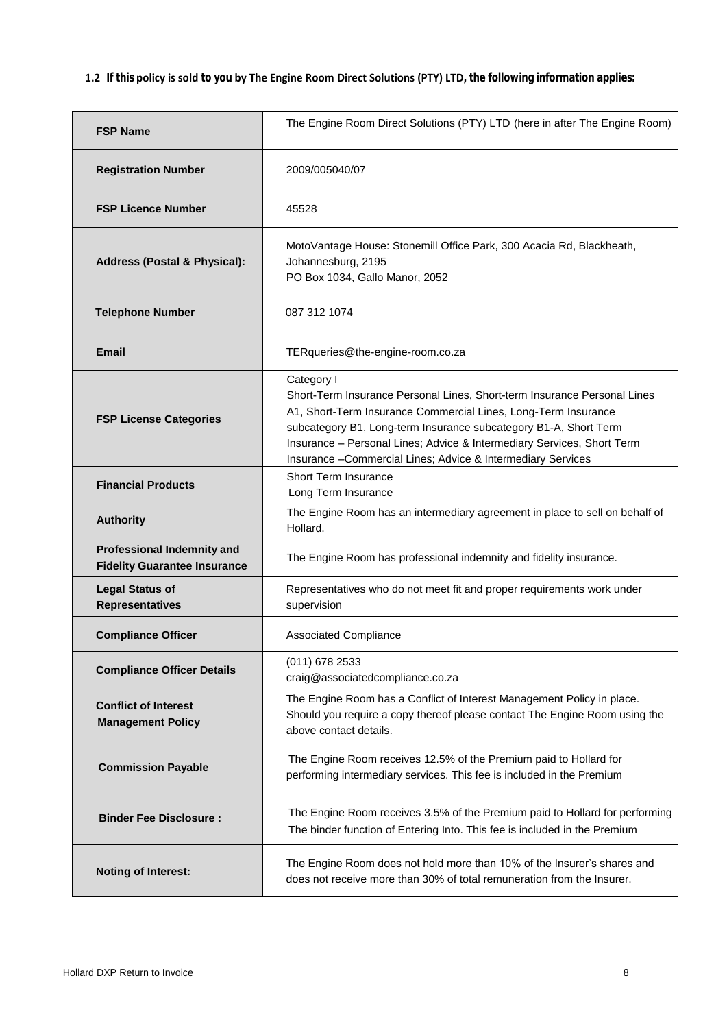### 1.2 If this policy is sold to you by The Engine Room Direct Solutions (PTY) LTD, the following information applies:

| **FSP Name** | The Engine Room Direct Solutions (PTY) LTD (here in after The Engine Room) |
|---|---|
| **Registration Number** | 2009/005040/07 |
| **FSP Licence Number** | 45528 |
| **Address (Postal & Physical):** | MotoVantage House: Stonemill Office Park, 300 Acacia Rd, Blackheath, Johannesburg, 2195<br>PO Box 1034, Gallo Manor, 2052 |
| **Telephone Number** | 087 312 1074 |
| **Email** | TERqueries@the-engine-room.co.za |
| **FSP License Categories** | Category I<br>Short-Term Insurance Personal Lines, Short-term Insurance Personal Lines A1, Short-Term Insurance Commercial Lines, Long-Term Insurance subcategory B1, Long-term Insurance subcategory B1-A, Short Term Insurance – Personal Lines; Advice & Intermediary Services, Short Term Insurance –Commercial Lines; Advice & Intermediary Services |
| **Financial Products** | Short Term Insurance<br>Long Term Insurance |
| **Authority** | The Engine Room has an intermediary agreement in place to sell on behalf of Hollard. |
| **Professional Indemnity and Fidelity Guarantee Insurance** | The Engine Room has professional indemnity and fidelity insurance. |
| **Legal Status of Representatives** | Representatives who do not meet fit and proper requirements work under supervision |
| **Compliance Officer** | Associated Compliance |
| **Compliance Officer Details** | (011) 678 2533<br>craig@associatedcompliance.co.za |
| **Conflict of Interest Management Policy** | The Engine Room has a Conflict of Interest Management Policy in place. Should you require a copy thereof please contact The Engine Room using the above contact details. |
| **Commission Payable** | The Engine Room receives 12.5% of the Premium paid to Hollard for performing intermediary services. This fee is included in the Premium |
| **Binder Fee Disclosure :** | The Engine Room receives 3.5% of the Premium paid to Hollard for performing The binder function of Entering Into. This fee is included in the Premium |
| **Noting of Interest:** | The Engine Room does not hold more than 10% of the Insurer's shares and does not receive more than 30% of total remuneration from the Insurer. |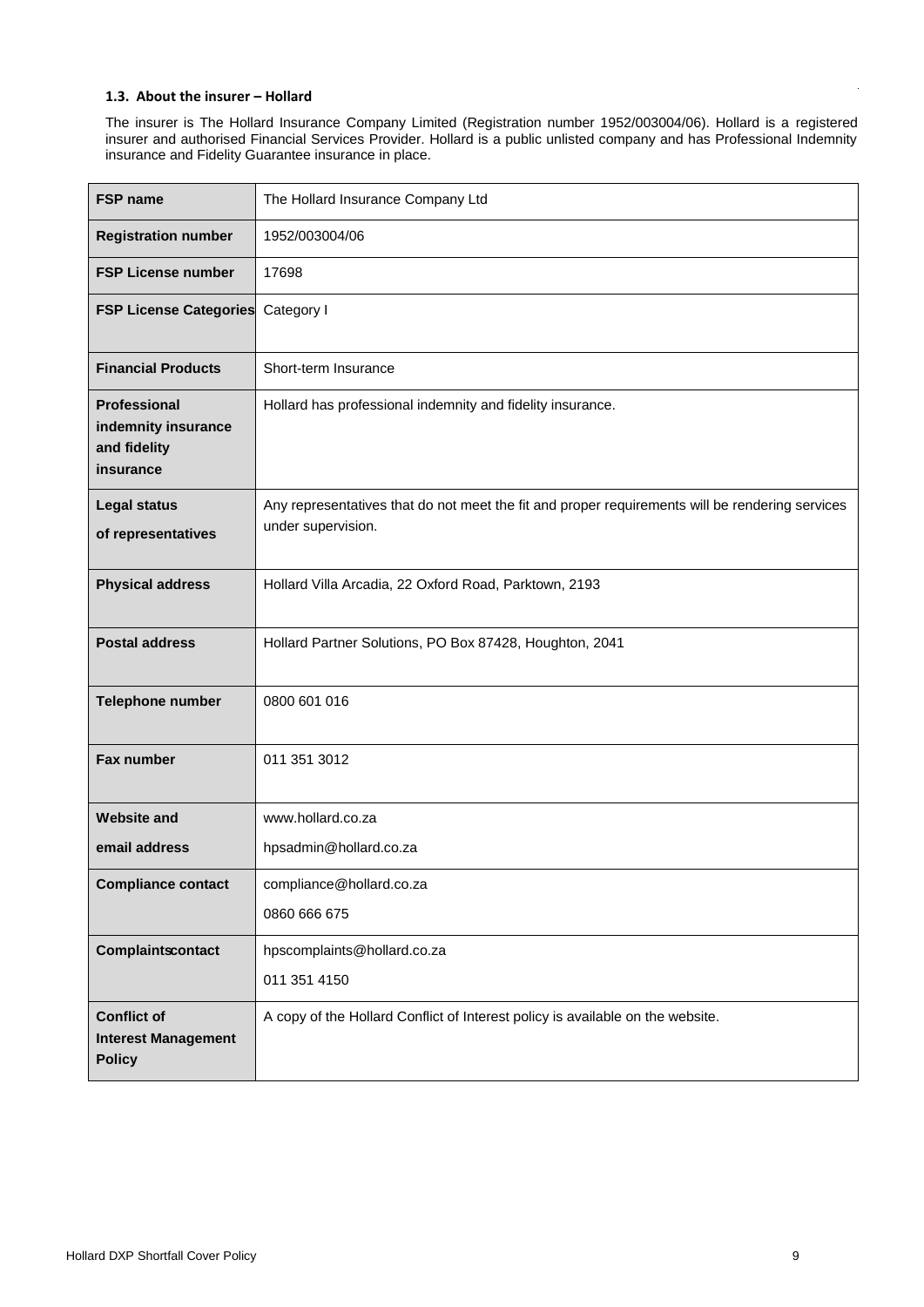### 1.3. About the insurer – Hollard

The insurer is The Hollard Insurance Company Limited (Registration number 1952/003004/06). Hollard is a registered insurer and authorised Financial Services Provider. Hollard is a public unlisted company and has Professional Indemnity insurance and Fidelity Guarantee insurance in place.

| | |
|---|---|
| **FSP name** | The Hollard Insurance Company Ltd |
| **Registration number** | 1952/003004/06 |
| **FSP License number** | 17698 |
| **FSP License Categories** | Category I |
| **Financial Products** | Short-term Insurance |
| **Professional indemnity insurance and fidelity insurance** | Hollard has professional indemnity and fidelity insurance. |
| **Legal status of representatives** | Any representatives that do not meet the fit and proper requirements will be rendering services under supervision. |
| **Physical address** | Hollard Villa Arcadia, 22 Oxford Road, Parktown, 2193 |
| **Postal address** | Hollard Partner Solutions, PO Box 87428, Houghton, 2041 |
| **Telephone number** | 0800 601 016 |
| **Fax number** | 011 351 3012 |
| **Website and email address** | www.hollard.co.za<br>hpsadmin@hollard.co.za |
| **Compliance contact** | compliance@hollard.co.za<br>0860 666 675 |
| **Complaintscontact** | hpscomplaints@hollard.co.za<br>011 351 4150 |
| **Conflict of Interest Management Policy** | A copy of the Hollard Conflict of Interest policy is available on the website. |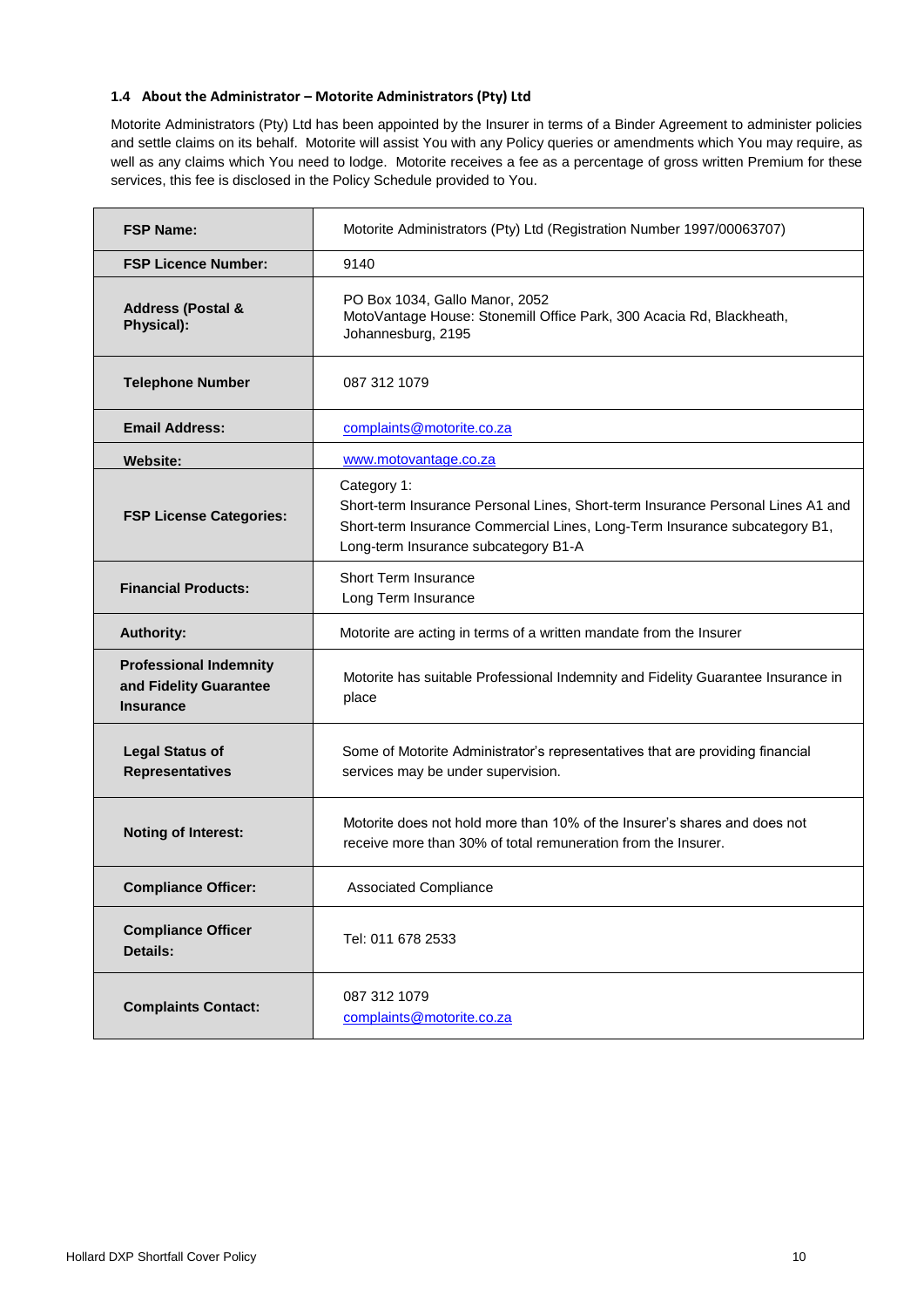### 1.4 About the Administrator – Motorite Administrators (Pty) Ltd

Motorite Administrators (Pty) Ltd has been appointed by the Insurer in terms of a Binder Agreement to administer policies and settle claims on its behalf. Motorite will assist You with any Policy queries or amendments which You may require, as well as any claims which You need to lodge. Motorite receives a fee as a percentage of gross written Premium for these services, this fee is disclosed in the Policy Schedule provided to You.

| | |
|---|---|
| **FSP Name:** | Motorite Administrators (Pty) Ltd (Registration Number 1997/00063707) |
| **FSP Licence Number:** | 9140 |
| **Address (Postal & Physical):** | PO Box 1034, Gallo Manor, 2052<br>MotoVantage House: Stonemill Office Park, 300 Acacia Rd, Blackheath, Johannesburg, 2195 |
| **Telephone Number** | 087 312 1079 |
| **Email Address:** | complaints@motorite.co.za |
| **Website:** | www.motovantage.co.za |
| **FSP License Categories:** | Category 1:<br>Short-term Insurance Personal Lines, Short-term Insurance Personal Lines A1 and Short-term Insurance Commercial Lines, Long-Term Insurance subcategory B1, Long-term Insurance subcategory B1-A |
| **Financial Products:** | Short Term Insurance<br>Long Term Insurance |
| **Authority:** | Motorite are acting in terms of a written mandate from the Insurer |
| **Professional Indemnity and Fidelity Guarantee Insurance** | Motorite has suitable Professional Indemnity and Fidelity Guarantee Insurance in place |
| **Legal Status of Representatives** | Some of Motorite Administrator's representatives that are providing financial services may be under supervision. |
| **Noting of Interest:** | Motorite does not hold more than 10% of the Insurer's shares and does not receive more than 30% of total remuneration from the Insurer. |
| **Compliance Officer:** | Associated Compliance |
| **Compliance Officer Details:** | Tel: 011 678 2533 |
| **Complaints Contact:** | 087 312 1079<br>complaints@motorite.co.za |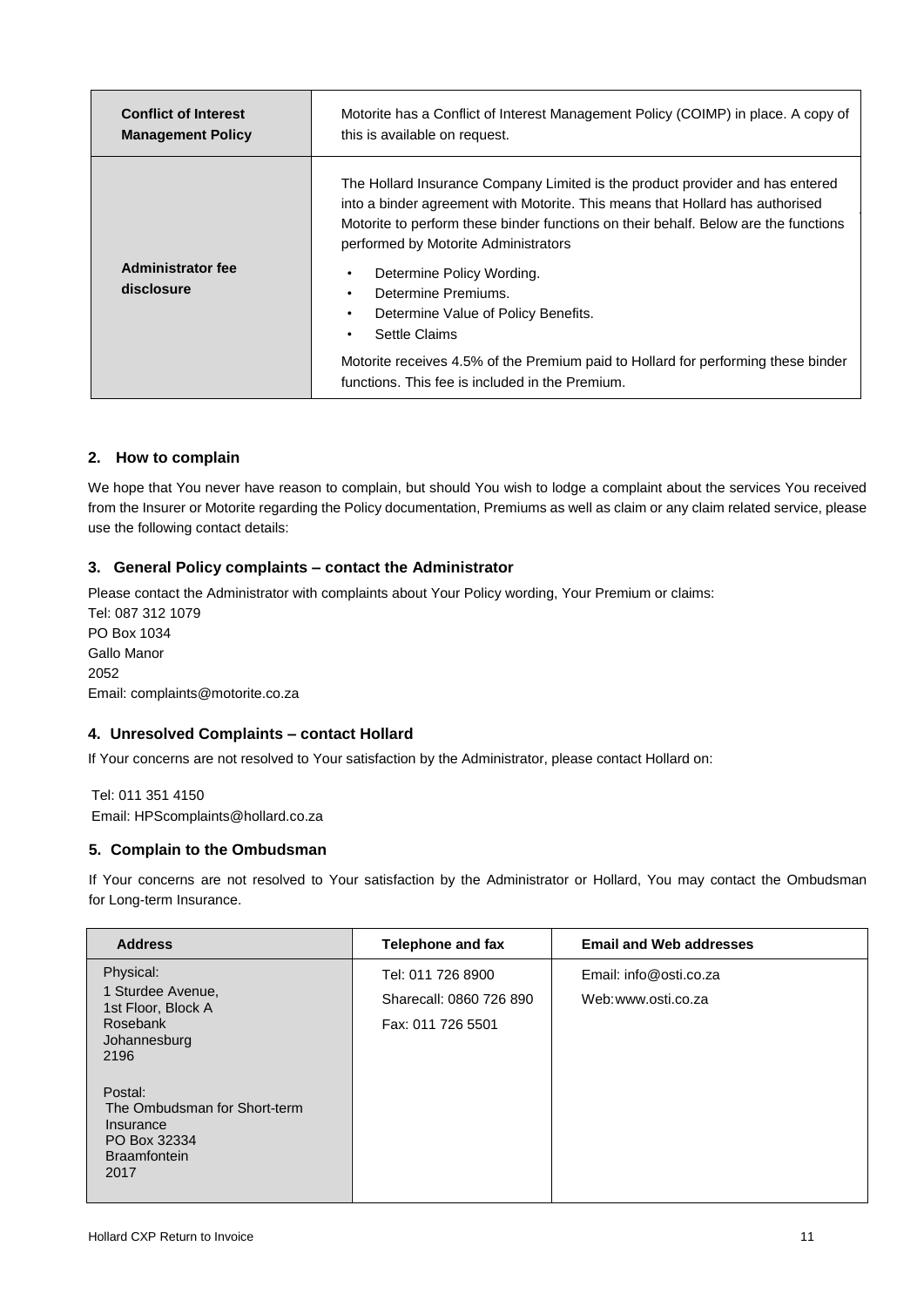| | |
|---|---|
| **Conflict of Interest Management Policy** | Motorite has a Conflict of Interest Management Policy (COIMP) in place. A copy of this is available on request. |
| **Administrator fee disclosure** | The Hollard Insurance Company Limited is the product provider and has entered into a binder agreement with Motorite. This means that Hollard has authorised Motorite to perform these binder functions on their behalf. Below are the functions performed by Motorite Administrators<br>• Determine Policy Wording.<br>• Determine Premiums.<br>• Determine Value of Policy Benefits.<br>• Settle Claims<br>Motorite receives 4.5% of the Premium paid to Hollard for performing these binder functions. This fee is included in the Premium. |

## 2. How to complain

We hope that You never have reason to complain, but should You wish to lodge a complaint about the services You received from the Insurer or Motorite regarding the Policy documentation, Premiums as well as claim or any claim related service, please use the following contact details:

## 3. General Policy complaints – contact the Administrator

Please contact the Administrator with complaints about Your Policy wording, Your Premium or claims:
Tel: 087 312 1079
PO Box 1034
Gallo Manor
2052
Email: complaints@motorite.co.za

## 4. Unresolved Complaints – contact Hollard

If Your concerns are not resolved to Your satisfaction by the Administrator, please contact Hollard on:

Tel: 011 351 4150
Email: HPScomplaints@hollard.co.za

## 5. Complain to the Ombudsman

If Your concerns are not resolved to Your satisfaction by the Administrator or Hollard, You may contact the Ombudsman for Long-term Insurance.

| Address | Telephone and fax | Email and Web addresses |
|---|---|---|
| Physical:<br>1 Sturdee Avenue,<br>1st Floor, Block A<br>Rosebank<br>Johannesburg<br>2196<br><br>Postal:<br>The Ombudsman for Short-term Insurance<br>PO Box 32334<br>Braamfontein<br>2017 | Tel: 011 726 8900<br>Sharecall: 0860 726 890<br>Fax: 011 726 5501 | Email: info@osti.co.za<br>Web: www.osti.co.za |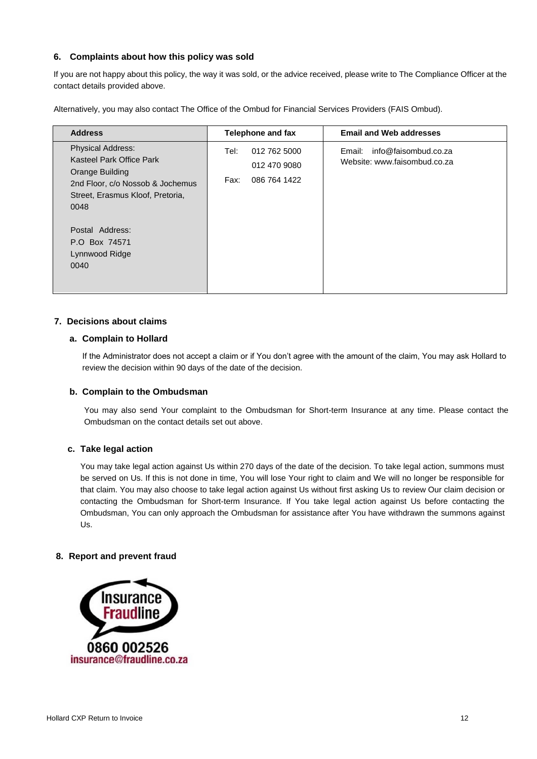## 6. Complaints about how this policy was sold

If you are not happy about this policy, the way it was sold, or the advice received, please write to The Compliance Officer at the contact details provided above.

Alternatively, you may also contact The Office of the Ombud for Financial Services Providers (FAIS Ombud).

| Address | Telephone and fax | Email and Web addresses |
|---|---|---|
| Physical Address:<br>Kasteel Park Office Park<br>Orange Building<br>2nd Floor, c/o Nossob & Jochemus Street, Erasmus Kloof, Pretoria, 0048<br><br>Postal Address:<br>P.O Box 74571<br>Lynnwood Ridge<br>0040 | Tel: 012 762 5000<br>012 470 9080<br>Fax: 086 764 1422 | Email: info@faisombud.co.za<br>Website: www.faisombud.co.za |

## 7. Decisions about claims

### a. Complain to Hollard

If the Administrator does not accept a claim or if You don't agree with the amount of the claim, You may ask Hollard to review the decision within 90 days of the date of the decision.

### b. Complain to the Ombudsman

You may also send Your complaint to the Ombudsman for Short-term Insurance at any time. Please contact the Ombudsman on the contact details set out above.

### c. Take legal action

You may take legal action against Us within 270 days of the date of the decision. To take legal action, summons must be served on Us. If this is not done in time, You will lose Your right to claim and We will no longer be responsible for that claim. You may also choose to take legal action against Us without first asking Us to review Our claim decision or contacting the Ombudsman for Short-term Insurance. If You take legal action against Us before contacting the Ombudsman, You can only approach the Ombudsman for assistance after You have withdrawn the summons against Us.

## 8. Report and prevent fraud

Insurance Fraudline

0860 002526

insurance@fraudline.co.za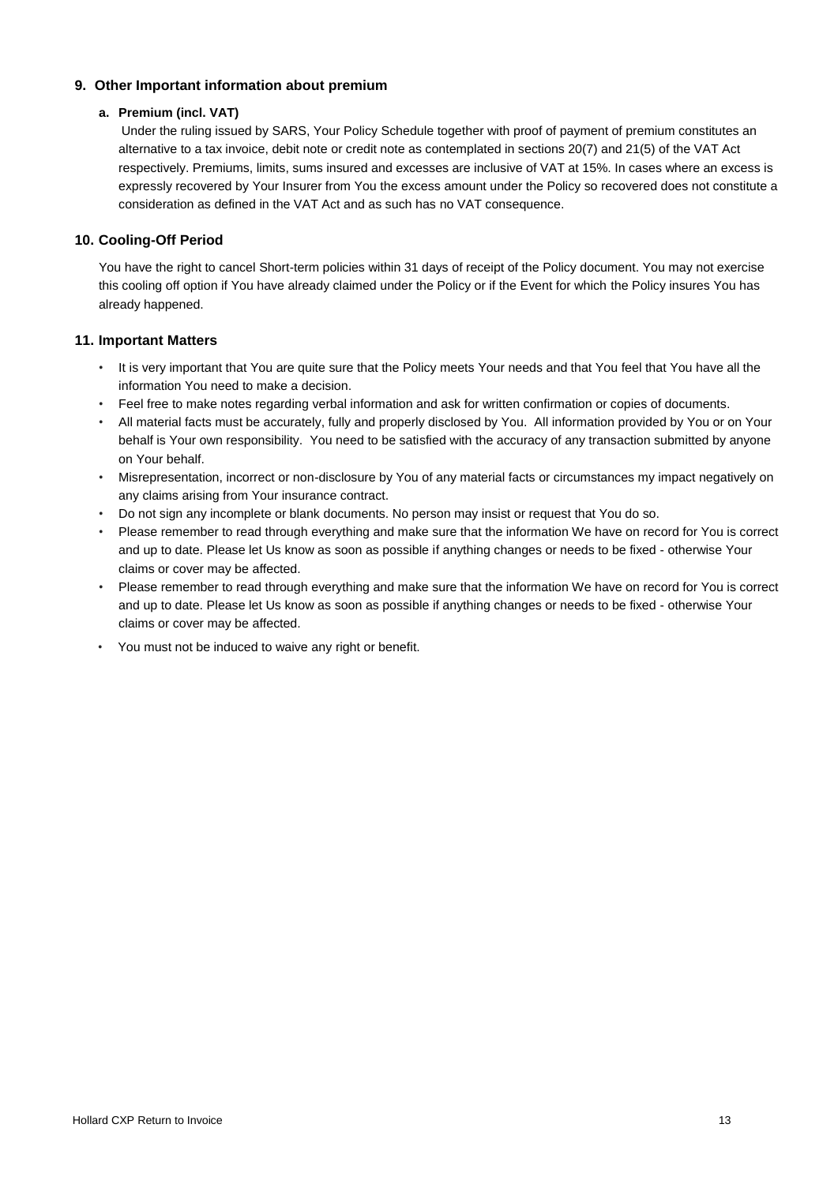## 9. Other Important information about premium

### a. Premium (incl. VAT)

Under the ruling issued by SARS, Your Policy Schedule together with proof of payment of premium constitutes an alternative to a tax invoice, debit note or credit note as contemplated in sections 20(7) and 21(5) of the VAT Act respectively. Premiums, limits, sums insured and excesses are inclusive of VAT at 15%. In cases where an excess is expressly recovered by Your Insurer from You the excess amount under the Policy so recovered does not constitute a consideration as defined in the VAT Act and as such has no VAT consequence.

## 10. Cooling-Off Period

You have the right to cancel Short-term policies within 31 days of receipt of the Policy document. You may not exercise this cooling off option if You have already claimed under the Policy or if the Event for which the Policy insures You has already happened.

## 11. Important Matters

- It is very important that You are quite sure that the Policy meets Your needs and that You feel that You have all the information You need to make a decision.
- Feel free to make notes regarding verbal information and ask for written confirmation or copies of documents.
- All material facts must be accurately, fully and properly disclosed by You. All information provided by You or on Your behalf is Your own responsibility. You need to be satisfied with the accuracy of any transaction submitted by anyone on Your behalf.
- Misrepresentation, incorrect or non-disclosure by You of any material facts or circumstances my impact negatively on any claims arising from Your insurance contract.
- Do not sign any incomplete or blank documents. No person may insist or request that You do so.
- Please remember to read through everything and make sure that the information We have on record for You is correct and up to date. Please let Us know as soon as possible if anything changes or needs to be fixed - otherwise Your claims or cover may be affected.
- Please remember to read through everything and make sure that the information We have on record for You is correct and up to date. Please let Us know as soon as possible if anything changes or needs to be fixed - otherwise Your claims or cover may be affected.
- You must not be induced to waive any right or benefit.